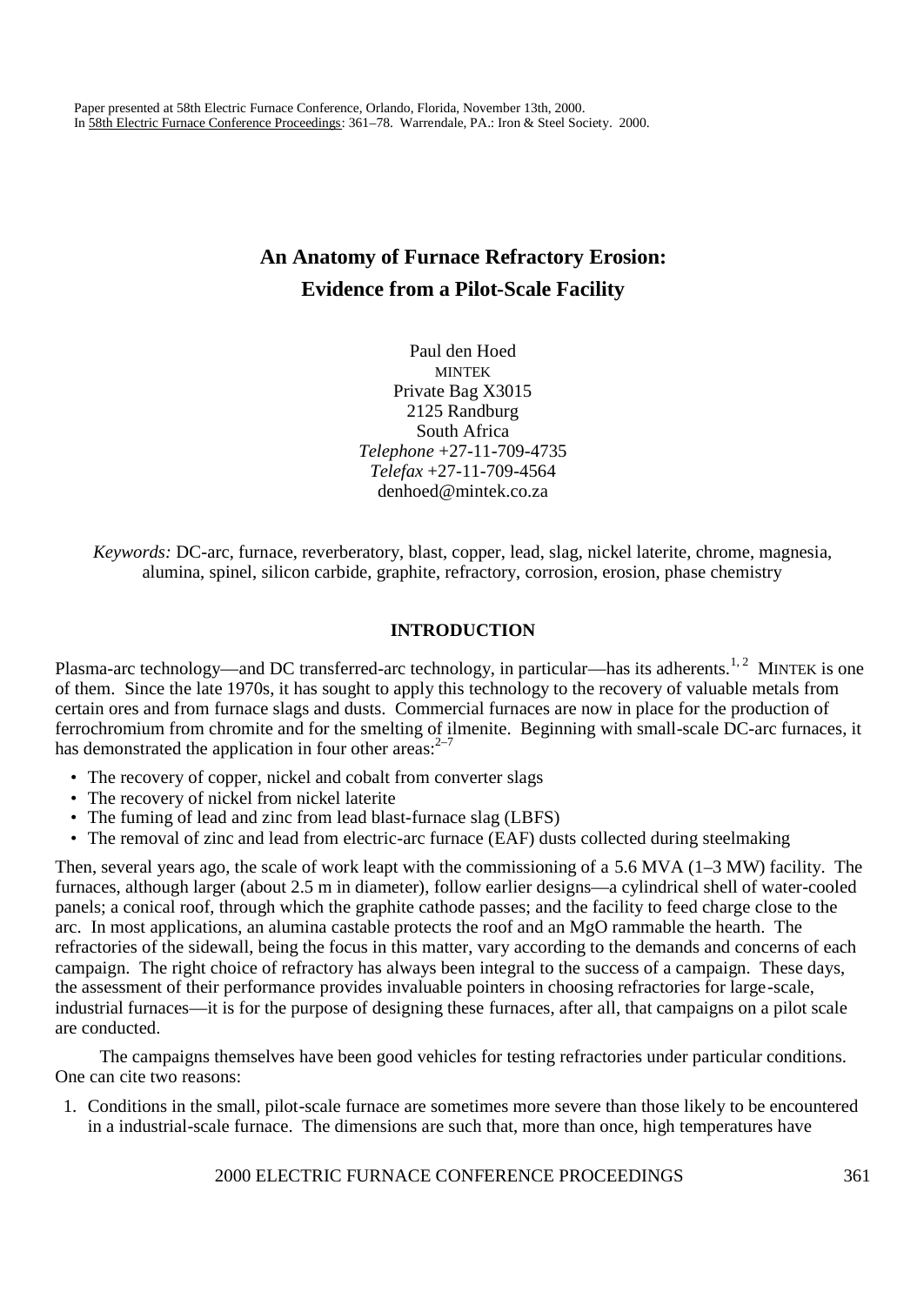Paper presented at 58th Electric Furnace Conference, Orlando, Florida, November 13th, 2000.
In 58th Electric Furnace Conference Proceedings: 361–78. Warrendale, PA.: Iron & Steel Society. 2000.

# An Anatomy of Furnace Refractory Erosion: Evidence from a Pilot-Scale Facility

Paul den Hoed
MINTEK
Private Bag X3015
2125 Randburg
South Africa
*Telephone* +27-11-709-4735
*Telefax* +27-11-709-4564
denhoed@mintek.co.za

*Keywords:* DC-arc, furnace, reverberatory, blast, copper, lead, slag, nickel laterite, chrome, magnesia, alumina, spinel, silicon carbide, graphite, refractory, corrosion, erosion, phase chemistry

## INTRODUCTION

Plasma-arc technology—and DC transferred-arc technology, in particular—has its adherents.[1, 2] MINTEK is one of them. Since the late 1970s, it has sought to apply this technology to the recovery of valuable metals from certain ores and from furnace slags and dusts. Commercial furnaces are now in place for the production of ferrochromium from chromite and for the smelting of ilmenite. Beginning with small-scale DC-arc furnaces, it has demonstrated the application in four other areas:[2–7]

- The recovery of copper, nickel and cobalt from converter slags
- The recovery of nickel from nickel laterite
- The fuming of lead and zinc from lead blast-furnace slag (LBFS)
- The removal of zinc and lead from electric-arc furnace (EAF) dusts collected during steelmaking

Then, several years ago, the scale of work leapt with the commissioning of a 5.6 MVA (1–3 MW) facility. The furnaces, although larger (about 2.5 m in diameter), follow earlier designs—a cylindrical shell of water-cooled panels; a conical roof, through which the graphite cathode passes; and the facility to feed charge close to the arc. In most applications, an alumina castable protects the roof and an MgO rammable the hearth. The refractories of the sidewall, being the focus in this matter, vary according to the demands and concerns of each campaign. The right choice of refractory has always been integral to the success of a campaign. These days, the assessment of their performance provides invaluable pointers in choosing refractories for large-scale, industrial furnaces—it is for the purpose of designing these furnaces, after all, that campaigns on a pilot scale are conducted.

The campaigns themselves have been good vehicles for testing refractories under particular conditions. One can cite two reasons:

1. Conditions in the small, pilot-scale furnace are sometimes more severe than those likely to be encountered in a industrial-scale furnace. The dimensions are such that, more than once, high temperatures have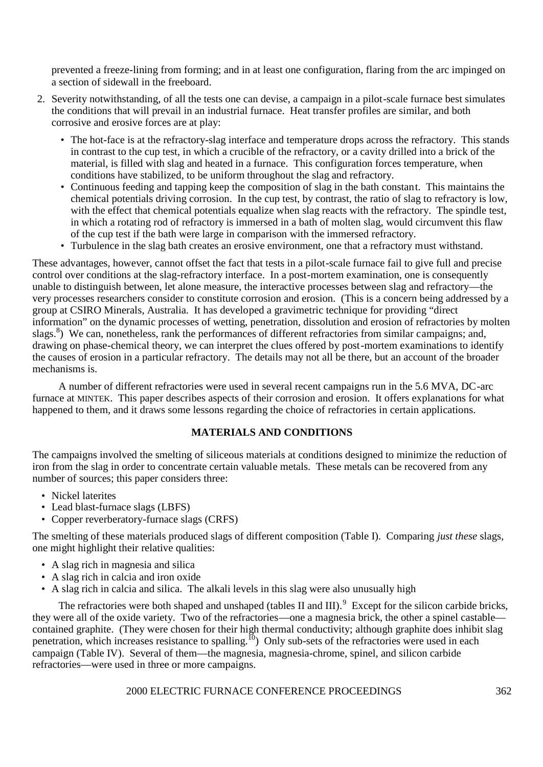prevented a freeze-lining from forming; and in at least one configuration, flaring from the arc impinged on a section of sidewall in the freeboard.

2. Severity notwithstanding, of all the tests one can devise, a campaign in a pilot-scale furnace best simulates the conditions that will prevail in an industrial furnace. Heat transfer profiles are similar, and both corrosive and erosive forces are at play:
   - The hot-face is at the refractory-slag interface and temperature drops across the refractory. This stands in contrast to the cup test, in which a crucible of the refractory, or a cavity drilled into a brick of the material, is filled with slag and heated in a furnace. This configuration forces temperature, when conditions have stabilized, to be uniform throughout the slag and refractory.
   - Continuous feeding and tapping keep the composition of slag in the bath constant. This maintains the chemical potentials driving corrosion. In the cup test, by contrast, the ratio of slag to refractory is low, with the effect that chemical potentials equalize when slag reacts with the refractory. The spindle test, in which a rotating rod of refractory is immersed in a bath of molten slag, would circumvent this flaw of the cup test if the bath were large in comparison with the immersed refractory.
   - Turbulence in the slag bath creates an erosive environment, one that a refractory must withstand.

These advantages, however, cannot offset the fact that tests in a pilot-scale furnace fail to give full and precise control over conditions at the slag-refractory interface. In a post-mortem examination, one is consequently unable to distinguish between, let alone measure, the interactive processes between slag and refractory—the very processes researchers consider to constitute corrosion and erosion. (This is a concern being addressed by a group at CSIRO Minerals, Australia. It has developed a gravimetric technique for providing "direct information" on the dynamic processes of wetting, penetration, dissolution and erosion of refractories by molten slags.[8]) We can, nonetheless, rank the performances of different refractories from similar campaigns; and, drawing on phase-chemical theory, we can interpret the clues offered by post-mortem examinations to identify the causes of erosion in a particular refractory. The details may not all be there, but an account of the broader mechanisms is.

A number of different refractories were used in several recent campaigns run in the 5.6 MVA, DC-arc furnace at MINTEK. This paper describes aspects of their corrosion and erosion. It offers explanations for what happened to them, and it draws some lessons regarding the choice of refractories in certain applications.

## MATERIALS AND CONDITIONS

The campaigns involved the smelting of siliceous materials at conditions designed to minimize the reduction of iron from the slag in order to concentrate certain valuable metals. These metals can be recovered from any number of sources; this paper considers three:

- Nickel laterites
- Lead blast-furnace slags (LBFS)
- Copper reverberatory-furnace slags (CRFS)

The smelting of these materials produced slags of different composition (Table I). Comparing *just these* slags, one might highlight their relative qualities:

- A slag rich in magnesia and silica
- A slag rich in calcia and iron oxide
- A slag rich in calcia and silica. The alkali levels in this slag were also unusually high

The refractories were both shaped and unshaped (tables II and III).[9] Except for the silicon carbide bricks, they were all of the oxide variety. Two of the refractories—one a magnesia brick, the other a spinel castable—contained graphite. (They were chosen for their high thermal conductivity; although graphite does inhibit slag penetration, which increases resistance to spalling.[10]) Only sub-sets of the refractories were used in each campaign (Table IV). Several of them—the magnesia, magnesia-chrome, spinel, and silicon carbide refractories—were used in three or more campaigns.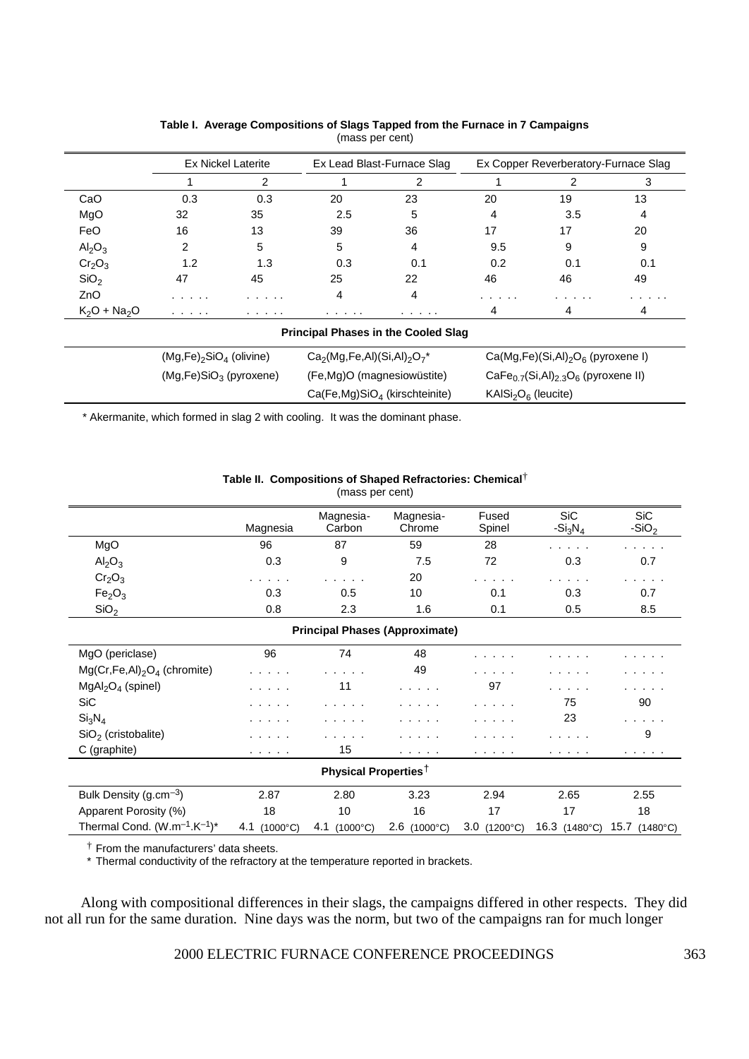**Table I. Average Compositions of Slags Tapped from the Furnace in 7 Campaigns**
(mass per cent)

| | Ex Nickel Laterite | | Ex Lead Blast-Furnace Slag | | Ex Copper Reverberatory-Furnace Slag | | |
|---|---|---|---|---|---|---|---|
| | 1 | 2 | 1 | 2 | 1 | 2 | 3 |
| CaO | 0.3 | 0.3 | 20 | 23 | 20 | 19 | 13 |
| MgO | 32 | 35 | 2.5 | 5 | 4 | 3.5 | 4 |
| FeO | 16 | 13 | 39 | 36 | 17 | 17 | 20 |
| $Al_2O_3$ | 2 | 5 | 5 | 4 | 9.5 | 9 | 9 |
| $Cr_2O_3$ | 1.2 | 1.3 | 0.3 | 0.1 | 0.2 | 0.1 | 0.1 |
| $SiO_2$ | 47 | 45 | 25 | 22 | 46 | 46 | 49 |
| ZnO | . . . . . | . . . . . | 4 | 4 | . . . . . | . . . . . | . . . . . |
| $K_2O + Na_2O$ | . . . . . | . . . . . | . . . . . | . . . . . | 4 | 4 | 4 |
| **Principal Phases in the Cooled Slag** | | | | | | | |
| | $(Mg,Fe)_2SiO_4$ (olivine) | | $Ca_2(Mg,Fe,Al)(Si,Al)_2O_7$* | | $Ca(Mg,Fe)(Si,Al)_2O_6$ (pyroxene I) | | |
| | $(Mg,Fe)SiO_3$ (pyroxene) | | (Fe,Mg)O (magnesiowüstite) | | $CaFe_{0.7}(Si,Al)_{2.3}O_6$ (pyroxene II) | | |
| | | | $Ca(Fe,Mg)SiO_4$ (kirschteinite) | | $KAlSi_2O_6$ (leucite) | | |

\* Akermanite, which formed in slag 2 with cooling. It was the dominant phase.

**Table II. Compositions of Shaped Refractories: Chemical**†
(mass per cent)

| | Magnesia | Magnesia-Carbon | Magnesia-Chrome | Fused Spinel | SiC $-Si_3N_4$ | SiC $-SiO_2$ |
|---|---|---|---|---|---|---|
| MgO | 96 | 87 | 59 | 28 | . . . . . | . . . . . |
| $Al_2O_3$ | 0.3 | 9 | 7.5 | 72 | 0.3 | 0.7 |
| $Cr_2O_3$ | . . . . . | . . . . . | 20 | . . . . . | . . . . . | . . . . . |
| $Fe_2O_3$ | 0.3 | 0.5 | 10 | 0.1 | 0.3 | 0.7 |
| $SiO_2$ | 0.8 | 2.3 | 1.6 | 0.1 | 0.5 | 8.5 |
| **Principal Phases (Approximate)** | | | | | | |
| MgO (periclase) | 96 | 74 | 48 | . . . . . | . . . . . | . . . . . |
| $Mg(Cr,Fe,Al)_2O_4$ (chromite) | . . . . . | . . . . . | 49 | . . . . . | . . . . . | . . . . . |
| $MgAl_2O_4$ (spinel) | . . . . . | 11 | . . . . . | 97 | . . . . . | . . . . . |
| SiC | . . . . . | . . . . . | . . . . . | . . . . . | 75 | 90 |
| $Si_3N_4$ | . . . . . | . . . . . | . . . . . | . . . . . | 23 | . . . . . |
| $SiO_2$ (cristobalite) | . . . . . | . . . . . | . . . . . | . . . . . | . . . . . | 9 |
| C (graphite) | . . . . . | 15 | . . . . . | . . . . . | . . . . . | . . . . . |
| **Physical Properties**† | | | | | | |
| Bulk Density ($g.cm^{-3}$) | 2.87 | 2.80 | 3.23 | 2.94 | 2.65 | 2.55 |
| Apparent Porosity (%) | 18 | 10 | 16 | 17 | 17 | 18 |
| Thermal Cond. ($W.m^{-1}.K^{-1}$)* | 4.1 (1000°C) | 4.1 (1000°C) | 2.6 (1000°C) | 3.0 (1200°C) | 16.3 (1480°C) | 15.7 (1480°C) |

† From the manufacturers' data sheets.
\* Thermal conductivity of the refractory at the temperature reported in brackets.

Along with compositional differences in their slags, the campaigns differed in other respects. They did not all run for the same duration. Nine days was the norm, but two of the campaigns ran for much longer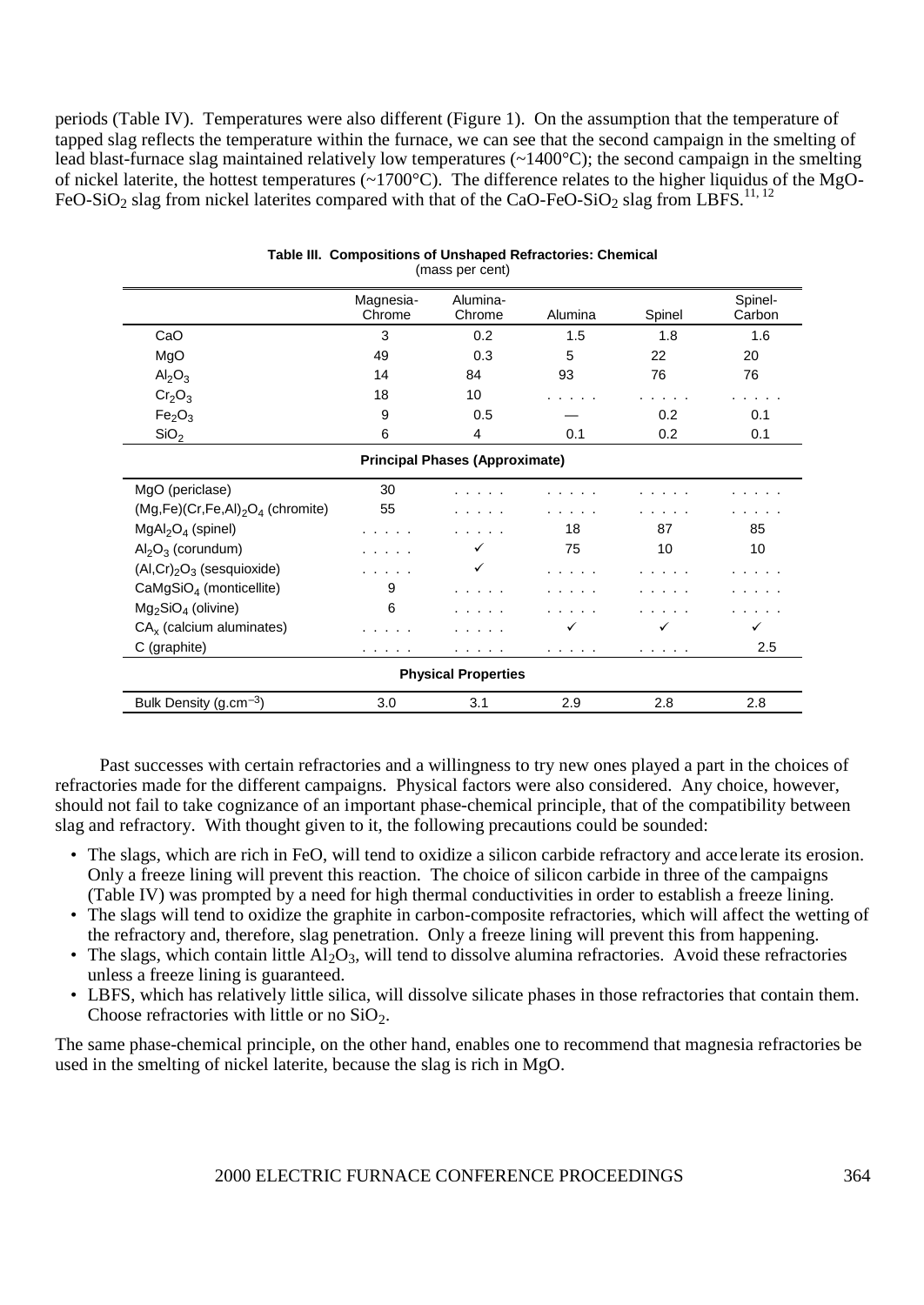periods (Table IV). Temperatures were also different (Figure 1). On the assumption that the temperature of tapped slag reflects the temperature within the furnace, we can see that the second campaign in the smelting of lead blast-furnace slag maintained relatively low temperatures (~1400°C); the second campaign in the smelting of nickel laterite, the hottest temperatures (~1700°C). The difference relates to the higher liquidus of the $MgO$-$FeO$-$SiO_2$ slag from nickel laterites compared with that of the $CaO$-$FeO$-$SiO_2$ slag from LBFS.[11, 12]

**Table III. Compositions of Unshaped Refractories: Chemical**
(mass per cent)

| | Magnesia-Chrome | Alumina-Chrome | Alumina | Spinel | Spinel-Carbon |
|---|---|---|---|---|---|
| $CaO$ | 3 | 0.2 | 1.5 | 1.8 | 1.6 |
| $MgO$ | 49 | 0.3 | 5 | 22 | 20 |
| $Al_2O_3$ | 14 | 84 | 93 | 76 | 76 |
| $Cr_2O_3$ | 18 | 10 | . . . . . | . . . . . | . . . . . |
| $Fe_2O_3$ | 9 | 0.5 | — | 0.2 | 0.1 |
| $SiO_2$ | 6 | 4 | 0.1 | 0.2 | 0.1 |
| **Principal Phases (Approximate)** | | | | | |
| $MgO$ (periclase) | 30 | . . . . . | . . . . . | . . . . . | . . . . . |
| $(Mg,Fe)(Cr,Fe,Al)_2O_4$ (chromite) | 55 | . . . . . | . . . . . | . . . . . | . . . . . |
| $MgAl_2O_4$ (spinel) | . . . . . | . . . . . | 18 | 87 | 85 |
| $Al_2O_3$ (corundum) | . . . . . | ✓ | 75 | 10 | 10 |
| $(Al,Cr)_2O_3$ (sesquioxide) | . . . . . | ✓ | . . . . . | . . . . . | . . . . . |
| $CaMgSiO_4$ (monticellite) | 9 | . . . . . | . . . . . | . . . . . | . . . . . |
| $Mg_2SiO_4$ (olivine) | 6 | . . . . . | . . . . . | . . . . . | . . . . . |
| $CA_x$ (calcium aluminates) | . . . . . | . . . . . | ✓ | ✓ | ✓ |
| C (graphite) | . . . . . | . . . . . | . . . . . | . . . . . | 2.5 |
| **Physical Properties** | | | | | |
| Bulk Density ($g.cm^{-3}$) | 3.0 | 3.1 | 2.9 | 2.8 | 2.8 |

Past successes with certain refractories and a willingness to try new ones played a part in the choices of refractories made for the different campaigns. Physical factors were also considered. Any choice, however, should not fail to take cognizance of an important phase-chemical principle, that of the compatibility between slag and refractory. With thought given to it, the following precautions could be sounded:

- The slags, which are rich in FeO, will tend to oxidize a silicon carbide refractory and accelerate its erosion. Only a freeze lining will prevent this reaction. The choice of silicon carbide in three of the campaigns (Table IV) was prompted by a need for high thermal conductivities in order to establish a freeze lining.
- The slags will tend to oxidize the graphite in carbon-composite refractories, which will affect the wetting of the refractory and, therefore, slag penetration. Only a freeze lining will prevent this from happening.
- The slags, which contain little $Al_2O_3$, will tend to dissolve alumina refractories. Avoid these refractories unless a freeze lining is guaranteed.
- LBFS, which has relatively little silica, will dissolve silicate phases in those refractories that contain them. Choose refractories with little or no $SiO_2$.

The same phase-chemical principle, on the other hand, enables one to recommend that magnesia refractories be used in the smelting of nickel laterite, because the slag is rich in MgO.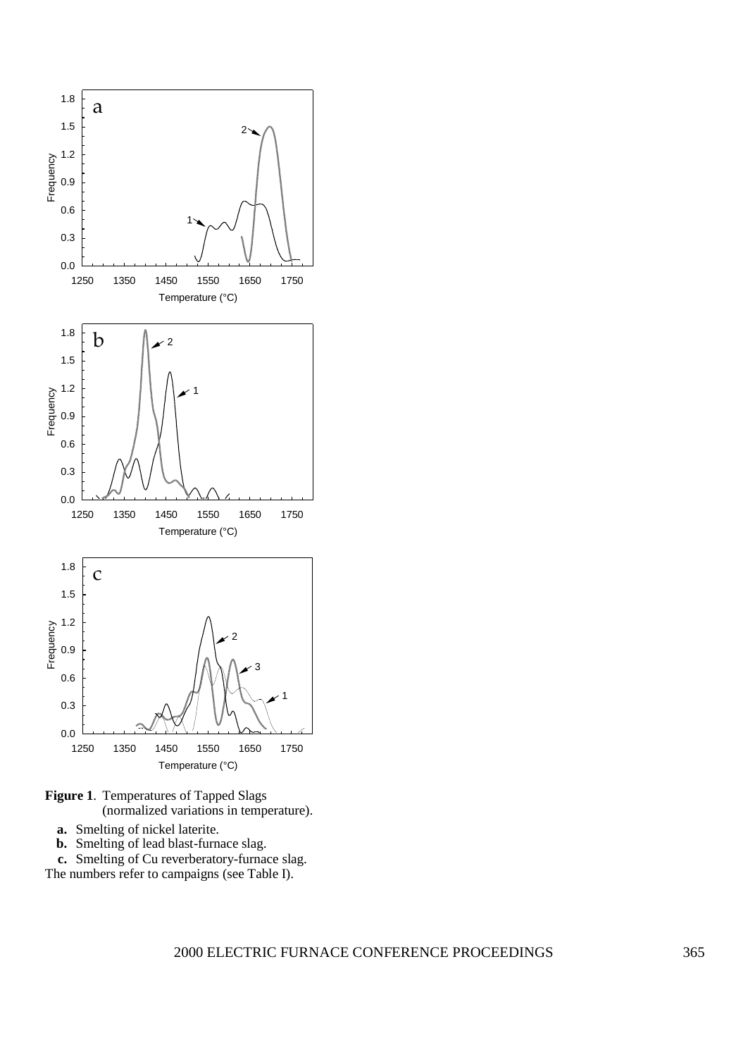**Figure 1**. Temperatures of Tapped Slags (normalized variations in temperature).

- **a.** Smelting of nickel laterite.
- **b.** Smelting of lead blast-furnace slag.
- **c.** Smelting of Cu reverberatory-furnace slag.

The numbers refer to campaigns (see Table I).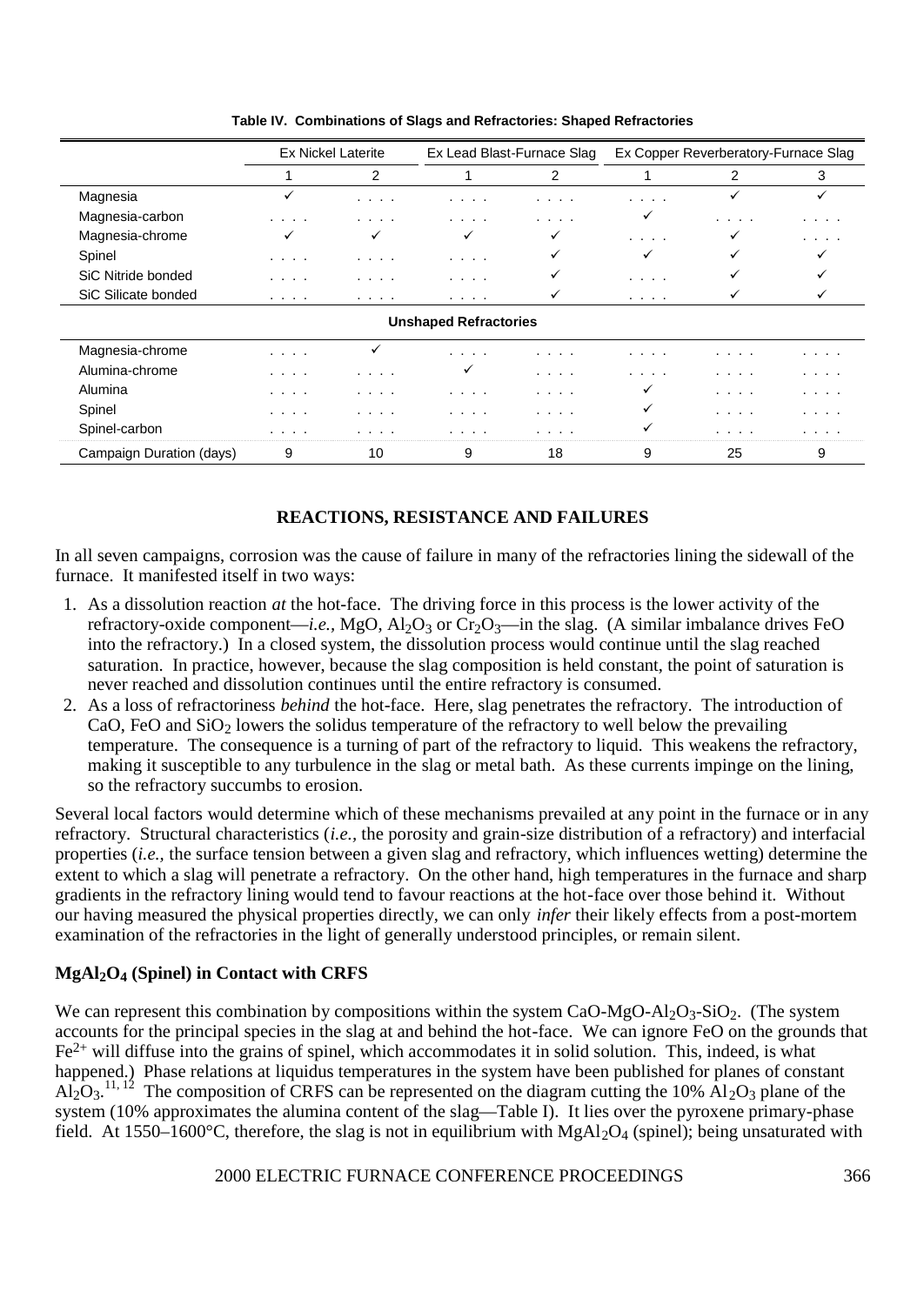**Table IV. Combinations of Slags and Refractories: Shaped Refractories**

| | Ex Nickel Laterite | | Ex Lead Blast-Furnace Slag | | Ex Copper Reverberatory-Furnace Slag | | |
|---|---|---|---|---|---|---|---|
| | 1 | 2 | 1 | 2 | 1 | 2 | 3 |
| Magnesia | ✓ | . . . . | . . . . | . . . . | . . . . | ✓ | ✓ |
| Magnesia-carbon | . . . . | . . . . | . . . . | . . . . | ✓ | . . . . | . . . . |
| Magnesia-chrome | ✓ | ✓ | ✓ | ✓ | . . . . | ✓ | . . . . |
| Spinel | . . . . | . . . . | . . . . | ✓ | ✓ | ✓ | ✓ |
| SiC Nitride bonded | . . . . | . . . . | . . . . | ✓ | . . . . | ✓ | ✓ |
| SiC Silicate bonded | . . . . | . . . . | . . . . | ✓ | . . . . | ✓ | ✓ |
| **Unshaped Refractories** | | | | | | | |
| Magnesia-chrome | . . . . | ✓ | . . . . | . . . . | . . . . | . . . . | . . . . |
| Alumina-chrome | . . . . | . . . . | ✓ | . . . . | . . . . | . . . . | . . . . |
| Alumina | . . . . | . . . . | . . . . | . . . . | ✓ | . . . . | . . . . |
| Spinel | . . . . | . . . . | . . . . | . . . . | ✓ | . . . . | . . . . |
| Spinel-carbon | . . . . | . . . . | . . . . | . . . . | ✓ | . . . . | . . . . |
| Campaign Duration (days) | 9 | 10 | 9 | 18 | 9 | 25 | 9 |

## REACTIONS, RESISTANCE AND FAILURES

In all seven campaigns, corrosion was the cause of failure in many of the refractories lining the sidewall of the furnace. It manifested itself in two ways:

1. As a dissolution reaction *at* the hot-face. The driving force in this process is the lower activity of the refractory-oxide component—*i.e.,* $MgO$, $Al_2O_3$ or $Cr_2O_3$—in the slag. (A similar imbalance drives $FeO$ into the refractory.) In a closed system, the dissolution process would continue until the slag reached saturation. In practice, however, because the slag composition is held constant, the point of saturation is never reached and dissolution continues until the entire refractory is consumed.
2. As a loss of refractoriness *behind* the hot-face. Here, slag penetrates the refractory. The introduction of $CaO$, $FeO$ and $SiO_2$ lowers the solidus temperature of the refractory to well below the prevailing temperature. The consequence is a turning of part of the refractory to liquid. This weakens the refractory, making it susceptible to any turbulence in the slag or metal bath. As these currents impinge on the lining, so the refractory succumbs to erosion.

Several local factors would determine which of these mechanisms prevailed at any point in the furnace or in any refractory. Structural characteristics (*i.e.,* the porosity and grain-size distribution of a refractory) and interfacial properties (*i.e.,* the surface tension between a given slag and refractory, which influences wetting) determine the extent to which a slag will penetrate a refractory. On the other hand, high temperatures in the furnace and sharp gradients in the refractory lining would tend to favour reactions at the hot-face over those behind it. Without our having measured the physical properties directly, we can only *infer* their likely effects from a post-mortem examination of the refractories in the light of generally understood principles, or remain silent.

### $MgAl_2O_4$ (Spinel) in Contact with CRFS

We can represent this combination by compositions within the system $CaO$-$MgO$-$Al_2O_3$-$SiO_2$. (The system accounts for the principal species in the slag at and behind the hot-face. We can ignore $FeO$ on the grounds that $Fe^{2+}$ will diffuse into the grains of spinel, which accommodates it in solid solution. This, indeed, is what happened.) Phase relations at liquidus temperatures in the system have been published for planes of constant $Al_2O_3$.[11, 12] The composition of CRFS can be represented on the diagram cutting the 10% $Al_2O_3$ plane of the system (10% approximates the alumina content of the slag—Table I). It lies over the pyroxene primary-phase field. At 1550–1600°C, therefore, the slag is not in equilibrium with $MgAl_2O_4$ (spinel); being unsaturated with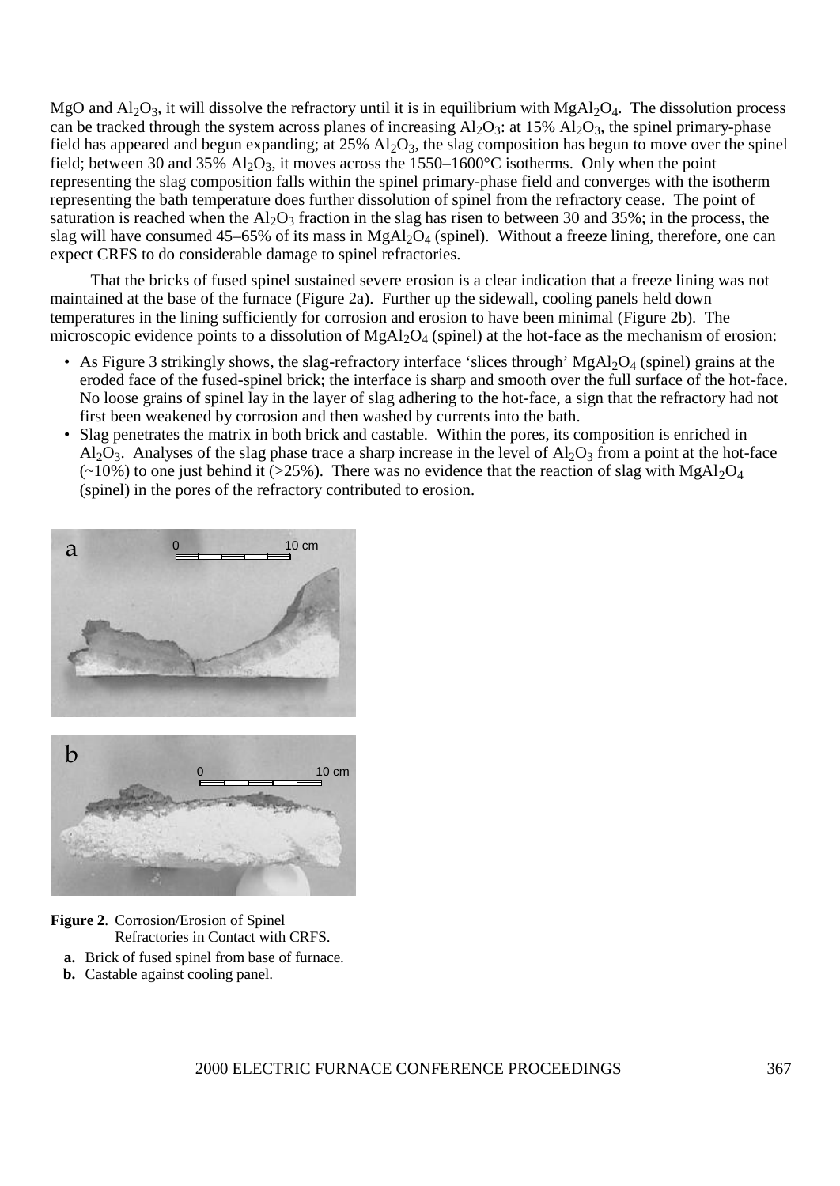MgO and $Al_2O_3$, it will dissolve the refractory until it is in equilibrium with $MgAl_2O_4$. The dissolution process can be tracked through the system across planes of increasing $Al_2O_3$: at 15% $Al_2O_3$, the spinel primary-phase field has appeared and begun expanding; at 25% $Al_2O_3$, the slag composition has begun to move over the spinel field; between 30 and 35% $Al_2O_3$, it moves across the 1550–1600°C isotherms. Only when the point representing the slag composition falls within the spinel primary-phase field and converges with the isotherm representing the bath temperature does further dissolution of spinel from the refractory cease. The point of saturation is reached when the $Al_2O_3$ fraction in the slag has risen to between 30 and 35%; in the process, the slag will have consumed 45–65% of its mass in $MgAl_2O_4$ (spinel). Without a freeze lining, therefore, one can expect CRFS to do considerable damage to spinel refractories.

That the bricks of fused spinel sustained severe erosion is a clear indication that a freeze lining was not maintained at the base of the furnace (Figure 2a). Further up the sidewall, cooling panels held down temperatures in the lining sufficiently for corrosion and erosion to have been minimal (Figure 2b). The microscopic evidence points to a dissolution of $MgAl_2O_4$ (spinel) at the hot-face as the mechanism of erosion:

- As Figure 3 strikingly shows, the slag-refractory interface 'slices through' $MgAl_2O_4$ (spinel) grains at the eroded face of the fused-spinel brick; the interface is sharp and smooth over the full surface of the hot-face. No loose grains of spinel lay in the layer of slag adhering to the hot-face, a sign that the refractory had not first been weakened by corrosion and then washed by currents into the bath.
- Slag penetrates the matrix in both brick and castable. Within the pores, its composition is enriched in $Al_2O_3$. Analyses of the slag phase trace a sharp increase in the level of $Al_2O_3$ from a point at the hot-face (~10%) to one just behind it (>25%). There was no evidence that the reaction of slag with $MgAl_2O_4$ (spinel) in the pores of the refractory contributed to erosion.

**Figure 2**. Corrosion/Erosion of Spinel Refractories in Contact with CRFS.

- **a.** Brick of fused spinel from base of furnace.
- **b.** Castable against cooling panel.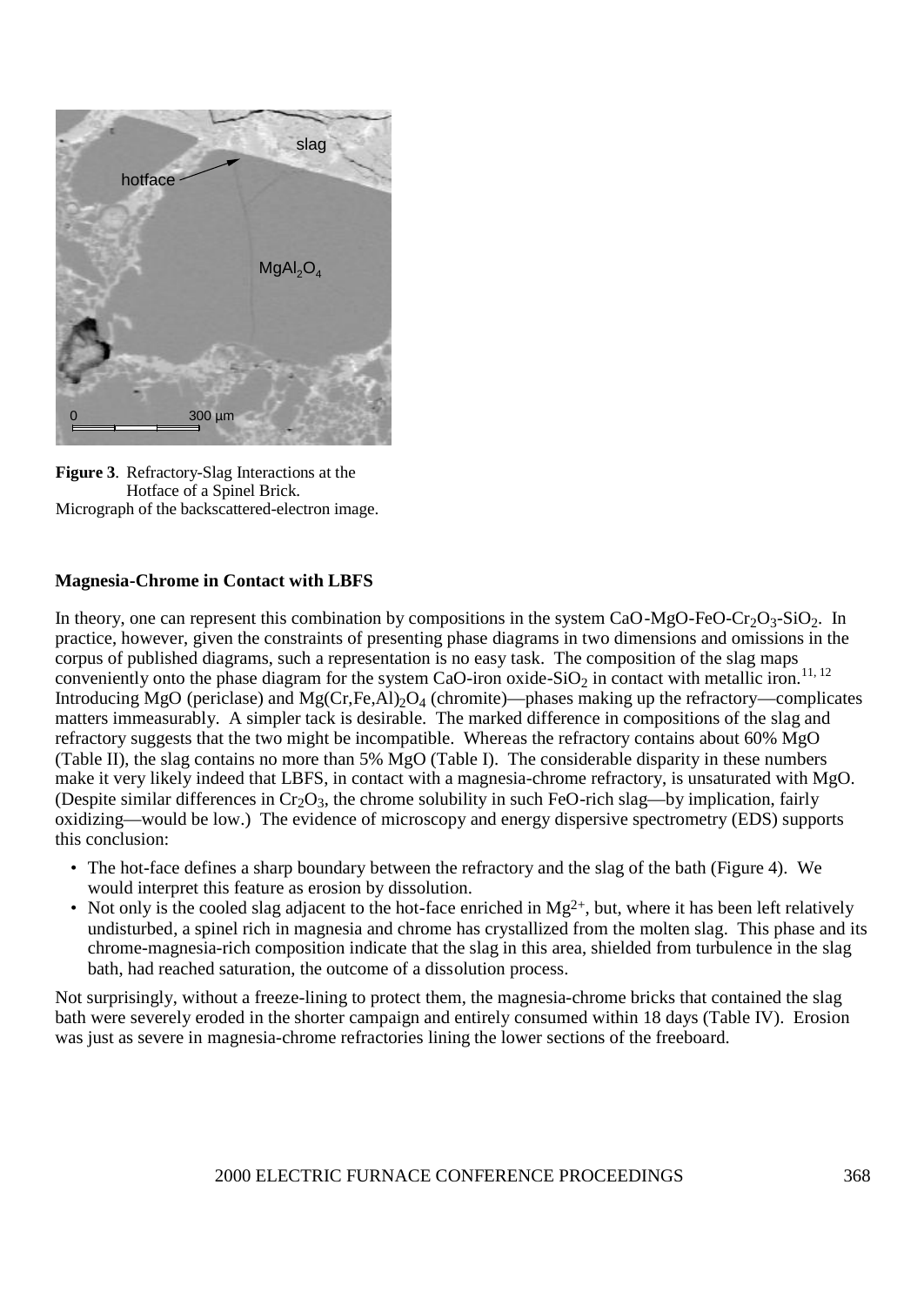**Figure 3**. Refractory-Slag Interactions at the Hotface of a Spinel Brick.
Micrograph of the backscattered-electron image.

### Magnesia-Chrome in Contact with LBFS

In theory, one can represent this combination by compositions in the system CaO-MgO-FeO-$Cr_2O_3$-$SiO_2$. In practice, however, given the constraints of presenting phase diagrams in two dimensions and omissions in the corpus of published diagrams, such a representation is no easy task. The composition of the slag maps conveniently onto the phase diagram for the system CaO-iron oxide-$SiO_2$ in contact with metallic iron.[11, 12] Introducing MgO (periclase) and $Mg(Cr,Fe,Al)_2O_4$ (chromite)—phases making up the refractory—complicates matters immeasurably. A simpler tack is desirable. The marked difference in compositions of the slag and refractory suggests that the two might be incompatible. Whereas the refractory contains about 60% MgO (Table II), the slag contains no more than 5% MgO (Table I). The considerable disparity in these numbers make it very likely indeed that LBFS, in contact with a magnesia-chrome refractory, is unsaturated with MgO. (Despite similar differences in $Cr_2O_3$, the chrome solubility in such FeO-rich slag—by implication, fairly oxidizing—would be low.) The evidence of microscopy and energy dispersive spectrometry (EDS) supports this conclusion:

- The hot-face defines a sharp boundary between the refractory and the slag of the bath (Figure 4). We would interpret this feature as erosion by dissolution.
- Not only is the cooled slag adjacent to the hot-face enriched in $Mg^{2+}$, but, where it has been left relatively undisturbed, a spinel rich in magnesia and chrome has crystallized from the molten slag. This phase and its chrome-magnesia-rich composition indicate that the slag in this area, shielded from turbulence in the slag bath, had reached saturation, the outcome of a dissolution process.

Not surprisingly, without a freeze-lining to protect them, the magnesia-chrome bricks that contained the slag bath were severely eroded in the shorter campaign and entirely consumed within 18 days (Table IV). Erosion was just as severe in magnesia-chrome refractories lining the lower sections of the freeboard.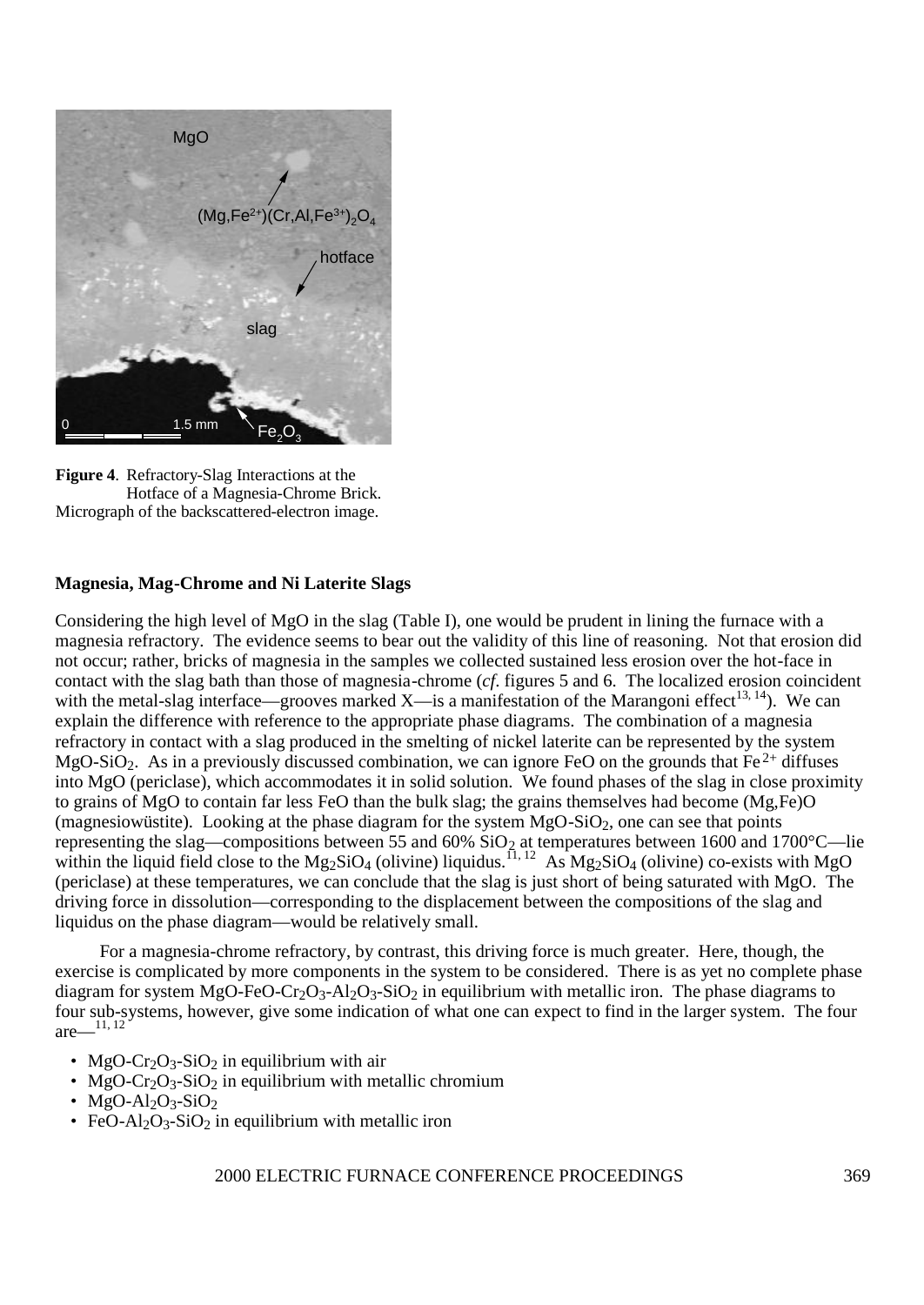**Figure 4**. Refractory-Slag Interactions at the Hotface of a Magnesia-Chrome Brick. Micrograph of the backscattered-electron image.

### Magnesia, Mag-Chrome and Ni Laterite Slags

Considering the high level of MgO in the slag (Table I), one would be prudent in lining the furnace with a magnesia refractory. The evidence seems to bear out the validity of this line of reasoning. Not that erosion did not occur; rather, bricks of magnesia in the samples we collected sustained less erosion over the hot-face in contact with the slag bath than those of magnesia-chrome (*cf*. figures 5 and 6. The localized erosion coincident with the metal-slag interface—grooves marked X—is a manifestation of the Marangoni effect[13, 14]). We can explain the difference with reference to the appropriate phase diagrams. The combination of a magnesia refractory in contact with a slag produced in the smelting of nickel laterite can be represented by the system $MgO$-$SiO_2$. As in a previously discussed combination, we can ignore FeO on the grounds that $Fe^{2+}$ diffuses into MgO (periclase), which accommodates it in solid solution. We found phases of the slag in close proximity to grains of MgO to contain far less FeO than the bulk slag; the grains themselves had become (Mg,Fe)O (magnesiowüstite). Looking at the phase diagram for the system $MgO$-$SiO_2$, one can see that points representing the slag—compositions between 55 and 60% $SiO_2$ at temperatures between 1600 and 1700°C—lie within the liquid field close to the $Mg_2SiO_4$ (olivine) liquidus.[11, 12] As $Mg_2SiO_4$ (olivine) co-exists with MgO (periclase) at these temperatures, we can conclude that the slag is just short of being saturated with MgO. The driving force in dissolution—corresponding to the displacement between the compositions of the slag and liquidus on the phase diagram—would be relatively small.

For a magnesia-chrome refractory, by contrast, this driving force is much greater. Here, though, the exercise is complicated by more components in the system to be considered. There is as yet no complete phase diagram for system $MgO$-$FeO$-$Cr_2O_3$-$Al_2O_3$-$SiO_2$ in equilibrium with metallic iron. The phase diagrams to four sub-systems, however, give some indication of what one can expect to find in the larger system. The four are—[11, 12]

- $MgO$-$Cr_2O_3$-$SiO_2$ in equilibrium with air
- $MgO$-$Cr_2O_3$-$SiO_2$ in equilibrium with metallic chromium
- $MgO$-$Al_2O_3$-$SiO_2$
- $FeO$-$Al_2O_3$-$SiO_2$ in equilibrium with metallic iron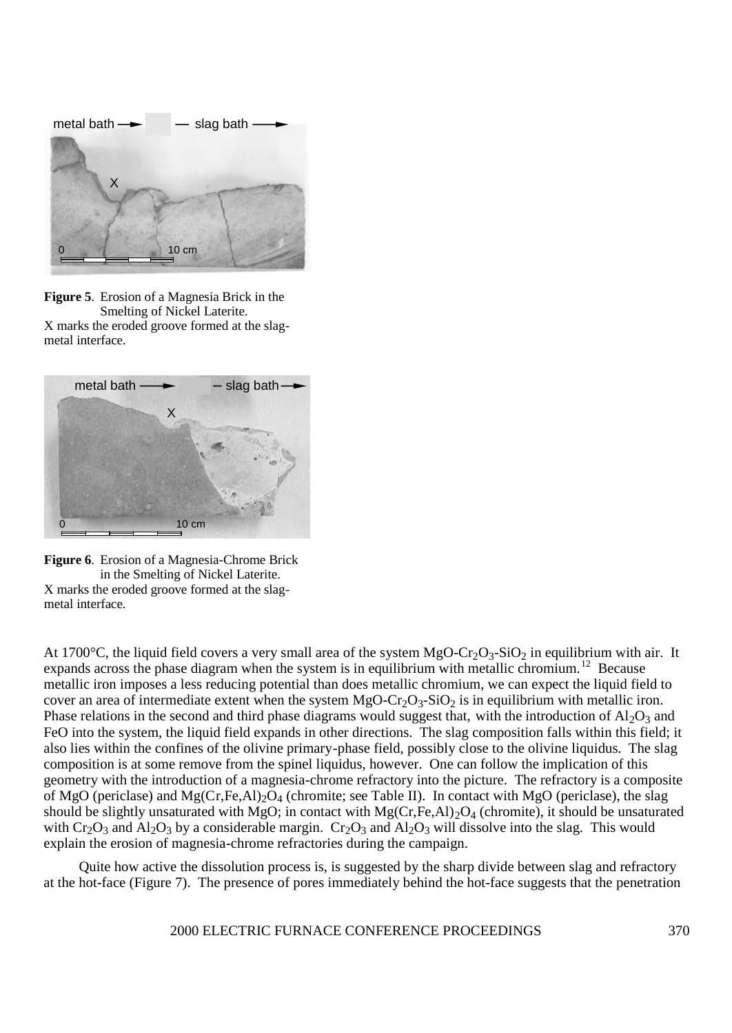**Figure 5**. Erosion of a Magnesia Brick in the Smelting of Nickel Laterite.
X marks the eroded groove formed at the slag-metal interface.

**Figure 6**. Erosion of a Magnesia-Chrome Brick in the Smelting of Nickel Laterite.
X marks the eroded groove formed at the slag-metal interface.

At 1700°C, the liquid field covers a very small area of the system $MgO$-$Cr_2O_3$-$SiO_2$ in equilibrium with air. It expands across the phase diagram when the system is in equilibrium with metallic chromium.[12] Because metallic iron imposes a less reducing potential than does metallic chromium, we can expect the liquid field to cover an area of intermediate extent when the system $MgO$-$Cr_2O_3$-$SiO_2$ is in equilibrium with metallic iron. Phase relations in the second and third phase diagrams would suggest that, with the introduction of $Al_2O_3$ and FeO into the system, the liquid field expands in other directions. The slag composition falls within this field; it also lies within the confines of the olivine primary-phase field, possibly close to the olivine liquidus. The slag composition is at some remove from the spinel liquidus, however. One can follow the implication of this geometry with the introduction of a magnesia-chrome refractory into the picture. The refractory is a composite of MgO (periclase) and $Mg(Cr,Fe,Al)_2O_4$ (chromite; see Table II). In contact with MgO (periclase), the slag should be slightly unsaturated with MgO; in contact with $Mg(Cr,Fe,Al)_2O_4$ (chromite), it should be unsaturated with $Cr_2O_3$ and $Al_2O_3$ by a considerable margin. $Cr_2O_3$ and $Al_2O_3$ will dissolve into the slag. This would explain the erosion of magnesia-chrome refractories during the campaign.

Quite how active the dissolution process is, is suggested by the sharp divide between slag and refractory at the hot-face (Figure 7). The presence of pores immediately behind the hot-face suggests that the penetration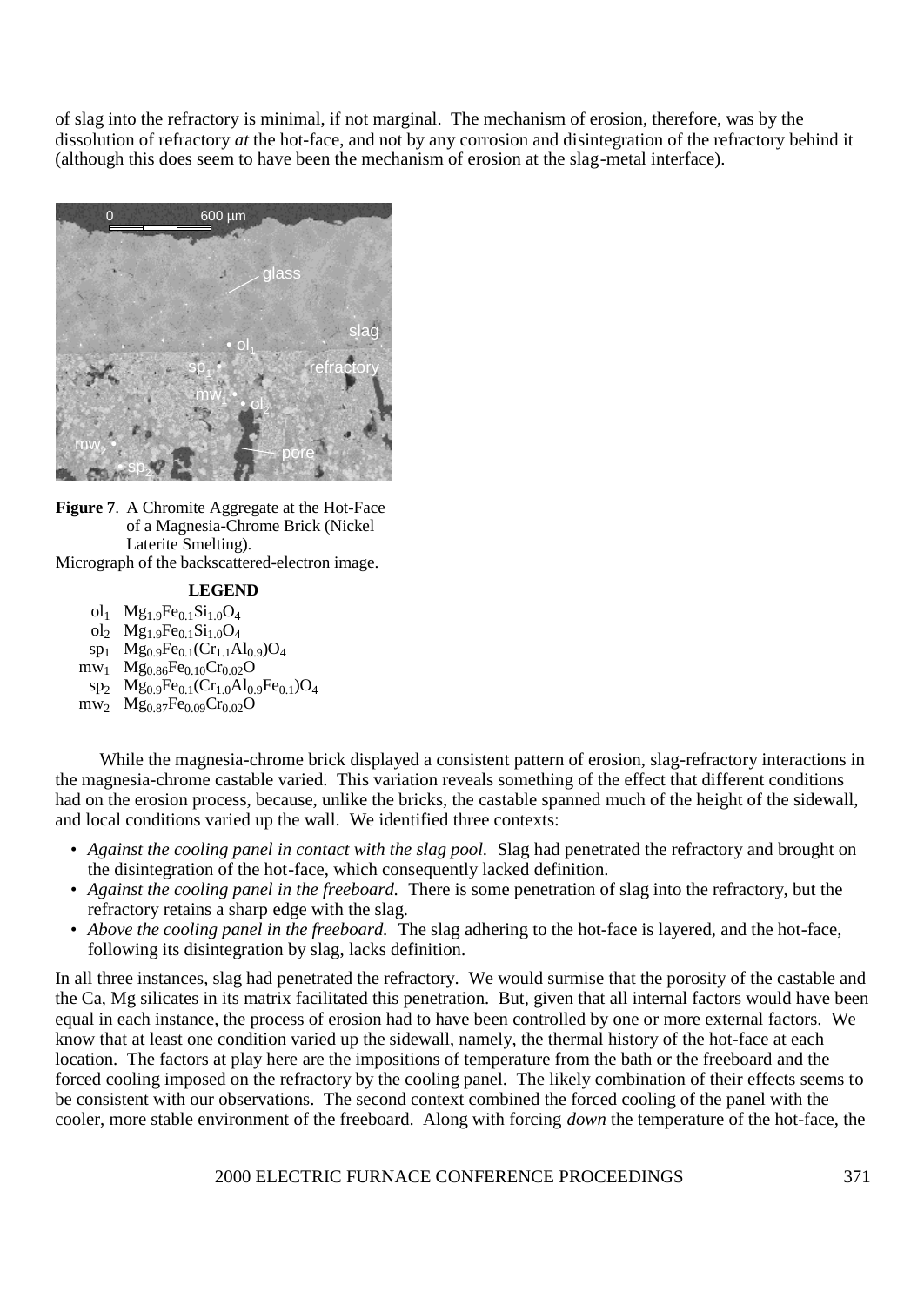of slag into the refractory is minimal, if not marginal. The mechanism of erosion, therefore, was by the dissolution of refractory *at* the hot-face, and not by any corrosion and disintegration of the refractory behind it (although this does seem to have been the mechanism of erosion at the slag-metal interface).

**Figure 7**. A Chromite Aggregate at the Hot-Face of a Magnesia-Chrome Brick (Nickel Laterite Smelting).
Micrograph of the backscattered-electron image.

**LEGEND**

| | |
|---|---|
| $ol_1$ | $Mg_{1.9}Fe_{0.1}Si_{1.0}O_4$ |
| $ol_2$ | $Mg_{1.9}Fe_{0.1}Si_{1.0}O_4$ |
| $sp_1$ | $Mg_{0.9}Fe_{0.1}(Cr_{1.1}Al_{0.9})O_4$ |
| $mw_1$ | $Mg_{0.86}Fe_{0.10}Cr_{0.02}O$ |
| $sp_2$ | $Mg_{0.9}Fe_{0.1}(Cr_{1.0}Al_{0.9}Fe_{0.1})O_4$ |
| $mw_2$ | $Mg_{0.87}Fe_{0.09}Cr_{0.02}O$ |

While the magnesia-chrome brick displayed a consistent pattern of erosion, slag-refractory interactions in the magnesia-chrome castable varied. This variation reveals something of the effect that different conditions had on the erosion process, because, unlike the bricks, the castable spanned much of the height of the sidewall, and local conditions varied up the wall. We identified three contexts:

- *Against the cooling panel in contact with the slag pool.* Slag had penetrated the refractory and brought on the disintegration of the hot-face, which consequently lacked definition.
- *Against the cooling panel in the freeboard.* There is some penetration of slag into the refractory, but the refractory retains a sharp edge with the slag.
- *Above the cooling panel in the freeboard.* The slag adhering to the hot-face is layered, and the hot-face, following its disintegration by slag, lacks definition.

In all three instances, slag had penetrated the refractory. We would surmise that the porosity of the castable and the Ca, Mg silicates in its matrix facilitated this penetration. But, given that all internal factors would have been equal in each instance, the process of erosion had to have been controlled by one or more external factors. We know that at least one condition varied up the sidewall, namely, the thermal history of the hot-face at each location. The factors at play here are the impositions of temperature from the bath or the freeboard and the forced cooling imposed on the refractory by the cooling panel. The likely combination of their effects seems to be consistent with our observations. The second context combined the forced cooling of the panel with the cooler, more stable environment of the freeboard. Along with forcing *down* the temperature of the hot-face, the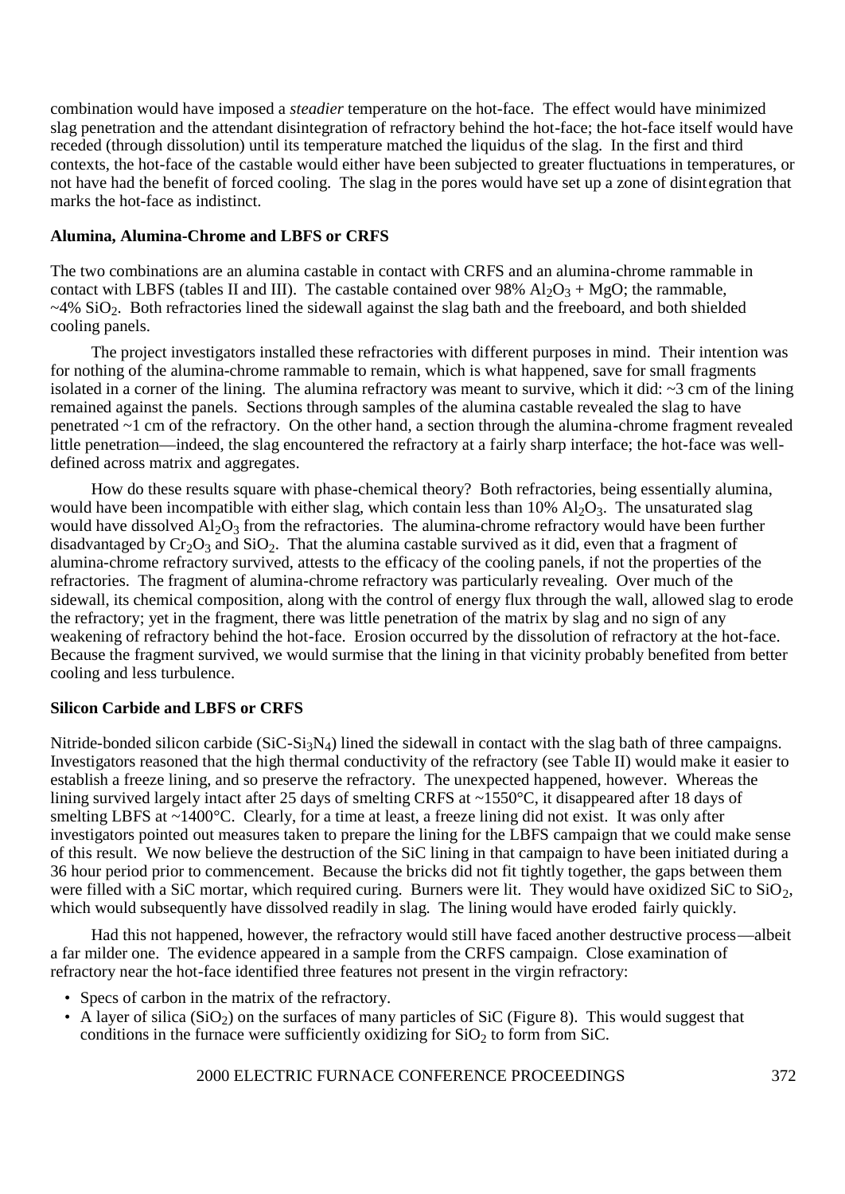combination would have imposed a *steadier* temperature on the hot-face. The effect would have minimized slag penetration and the attendant disintegration of refractory behind the hot-face; the hot-face itself would have receded (through dissolution) until its temperature matched the liquidus of the slag. In the first and third contexts, the hot-face of the castable would either have been subjected to greater fluctuations in temperatures, or not have had the benefit of forced cooling. The slag in the pores would have set up a zone of disintegration that marks the hot-face as indistinct.

### Alumina, Alumina-Chrome and LBFS or CRFS

The two combinations are an alumina castable in contact with CRFS and an alumina-chrome rammable in contact with LBFS (tables II and III). The castable contained over 98% $Al_2O_3$ + MgO; the rammable, ~4% $SiO_2$. Both refractories lined the sidewall against the slag bath and the freeboard, and both shielded cooling panels.

The project investigators installed these refractories with different purposes in mind. Their intention was for nothing of the alumina-chrome rammable to remain, which is what happened, save for small fragments isolated in a corner of the lining. The alumina refractory was meant to survive, which it did: ~3 cm of the lining remained against the panels. Sections through samples of the alumina castable revealed the slag to have penetrated ~1 cm of the refractory. On the other hand, a section through the alumina-chrome fragment revealed little penetration—indeed, the slag encountered the refractory at a fairly sharp interface; the hot-face was well-defined across matrix and aggregates.

How do these results square with phase-chemical theory? Both refractories, being essentially alumina, would have been incompatible with either slag, which contain less than 10% $Al_2O_3$. The unsaturated slag would have dissolved $Al_2O_3$ from the refractories. The alumina-chrome refractory would have been further disadvantaged by $Cr_2O_3$ and $SiO_2$. That the alumina castable survived as it did, even that a fragment of alumina-chrome refractory survived, attests to the efficacy of the cooling panels, if not the properties of the refractories. The fragment of alumina-chrome refractory was particularly revealing. Over much of the sidewall, its chemical composition, along with the control of energy flux through the wall, allowed slag to erode the refractory; yet in the fragment, there was little penetration of the matrix by slag and no sign of any weakening of refractory behind the hot-face. Erosion occurred by the dissolution of refractory at the hot-face. Because the fragment survived, we would surmise that the lining in that vicinity probably benefited from better cooling and less turbulence.

### Silicon Carbide and LBFS or CRFS

Nitride-bonded silicon carbide ($SiC$-$Si_3N_4$) lined the sidewall in contact with the slag bath of three campaigns. Investigators reasoned that the high thermal conductivity of the refractory (see Table II) would make it easier to establish a freeze lining, and so preserve the refractory. The unexpected happened, however. Whereas the lining survived largely intact after 25 days of smelting CRFS at ~1550°C, it disappeared after 18 days of smelting LBFS at ~1400°C. Clearly, for a time at least, a freeze lining did not exist. It was only after investigators pointed out measures taken to prepare the lining for the LBFS campaign that we could make sense of this result. We now believe the destruction of the SiC lining in that campaign to have been initiated during a 36 hour period prior to commencement. Because the bricks did not fit tightly together, the gaps between them were filled with a SiC mortar, which required curing. Burners were lit. They would have oxidized SiC to $SiO_2$, which would subsequently have dissolved readily in slag. The lining would have eroded fairly quickly.

Had this not happened, however, the refractory would still have faced another destructive process—albeit a far milder one. The evidence appeared in a sample from the CRFS campaign. Close examination of refractory near the hot-face identified three features not present in the virgin refractory:

- Specs of carbon in the matrix of the refractory.
- A layer of silica ($SiO_2$) on the surfaces of many particles of SiC (Figure 8). This would suggest that conditions in the furnace were sufficiently oxidizing for $SiO_2$ to form from SiC.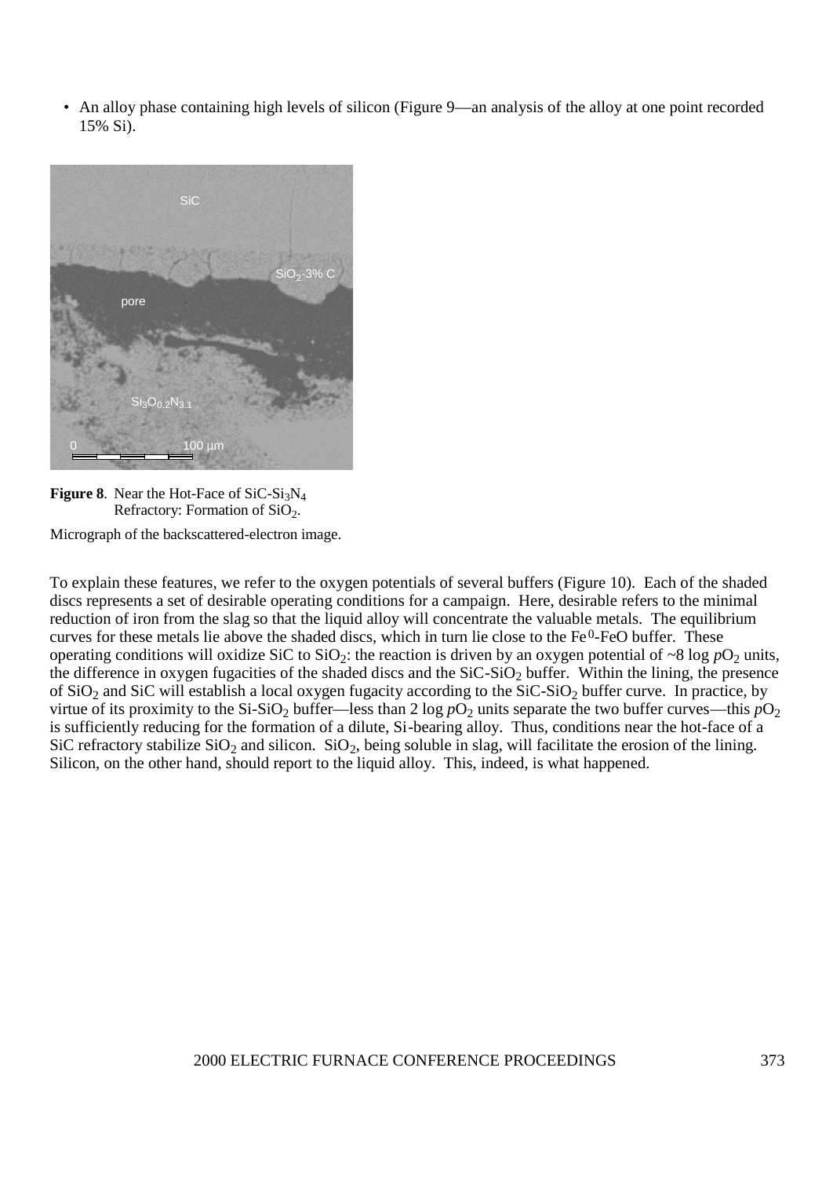- An alloy phase containing high levels of silicon (Figure 9—an analysis of the alloy at one point recorded 15% Si).

**Figure 8**. Near the Hot-Face of $SiC$-$Si_3N_4$ Refractory: Formation of $SiO_2$.

Micrograph of the backscattered-electron image.

To explain these features, we refer to the oxygen potentials of several buffers (Figure 10). Each of the shaded discs represents a set of desirable operating conditions for a campaign. Here, desirable refers to the minimal reduction of iron from the slag so that the liquid alloy will concentrate the valuable metals. The equilibrium curves for these metals lie above the shaded discs, which in turn lie close to the $Fe^0$-FeO buffer. These operating conditions will oxidize SiC to $SiO_2$: the reaction is driven by an oxygen potential of ~8 log $pO_2$ units, the difference in oxygen fugacities of the shaded discs and the SiC-$SiO_2$ buffer. Within the lining, the presence of $SiO_2$ and SiC will establish a local oxygen fugacity according to the SiC-$SiO_2$ buffer curve. In practice, by virtue of its proximity to the Si-$SiO_2$ buffer—less than 2 log $pO_2$ units separate the two buffer curves—this $pO_2$ is sufficiently reducing for the formation of a dilute, Si-bearing alloy. Thus, conditions near the hot-face of a SiC refractory stabilize $SiO_2$ and silicon. $SiO_2$, being soluble in slag, will facilitate the erosion of the lining. Silicon, on the other hand, should report to the liquid alloy. This, indeed, is what happened.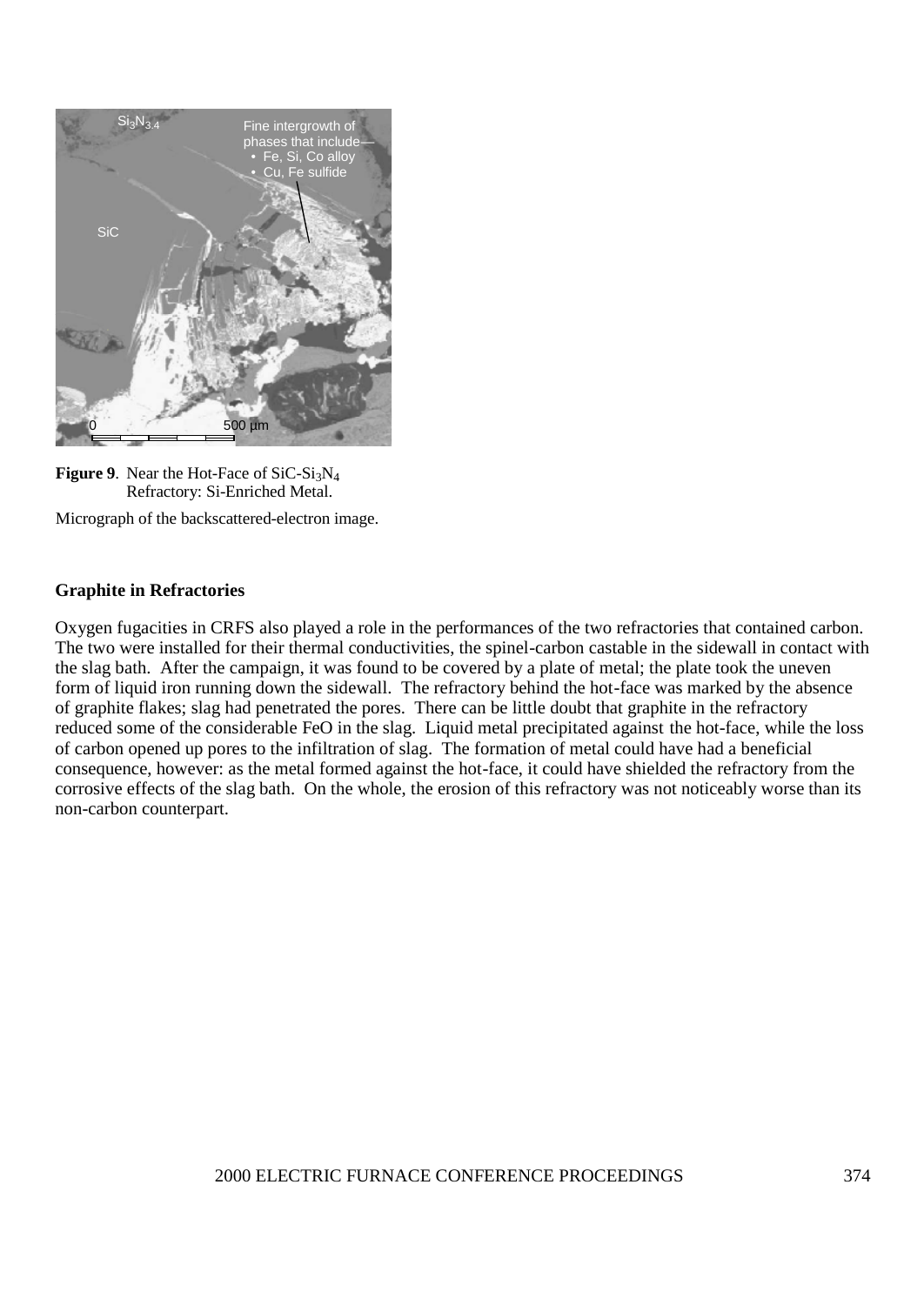**Figure 9**. Near the Hot-Face of $SiC$-$Si_3N_4$ Refractory: Si-Enriched Metal.

Micrograph of the backscattered-electron image.

### Graphite in Refractories

Oxygen fugacities in CRFS also played a role in the performances of the two refractories that contained carbon. The two were installed for their thermal conductivities, the spinel-carbon castable in the sidewall in contact with the slag bath. After the campaign, it was found to be covered by a plate of metal; the plate took the uneven form of liquid iron running down the sidewall. The refractory behind the hot-face was marked by the absence of graphite flakes; slag had penetrated the pores. There can be little doubt that graphite in the refractory reduced some of the considerable FeO in the slag. Liquid metal precipitated against the hot-face, while the loss of carbon opened up pores to the infiltration of slag. The formation of metal could have had a beneficial consequence, however: as the metal formed against the hot-face, it could have shielded the refractory from the corrosive effects of the slag bath. On the whole, the erosion of this refractory was not noticeably worse than its non-carbon counterpart.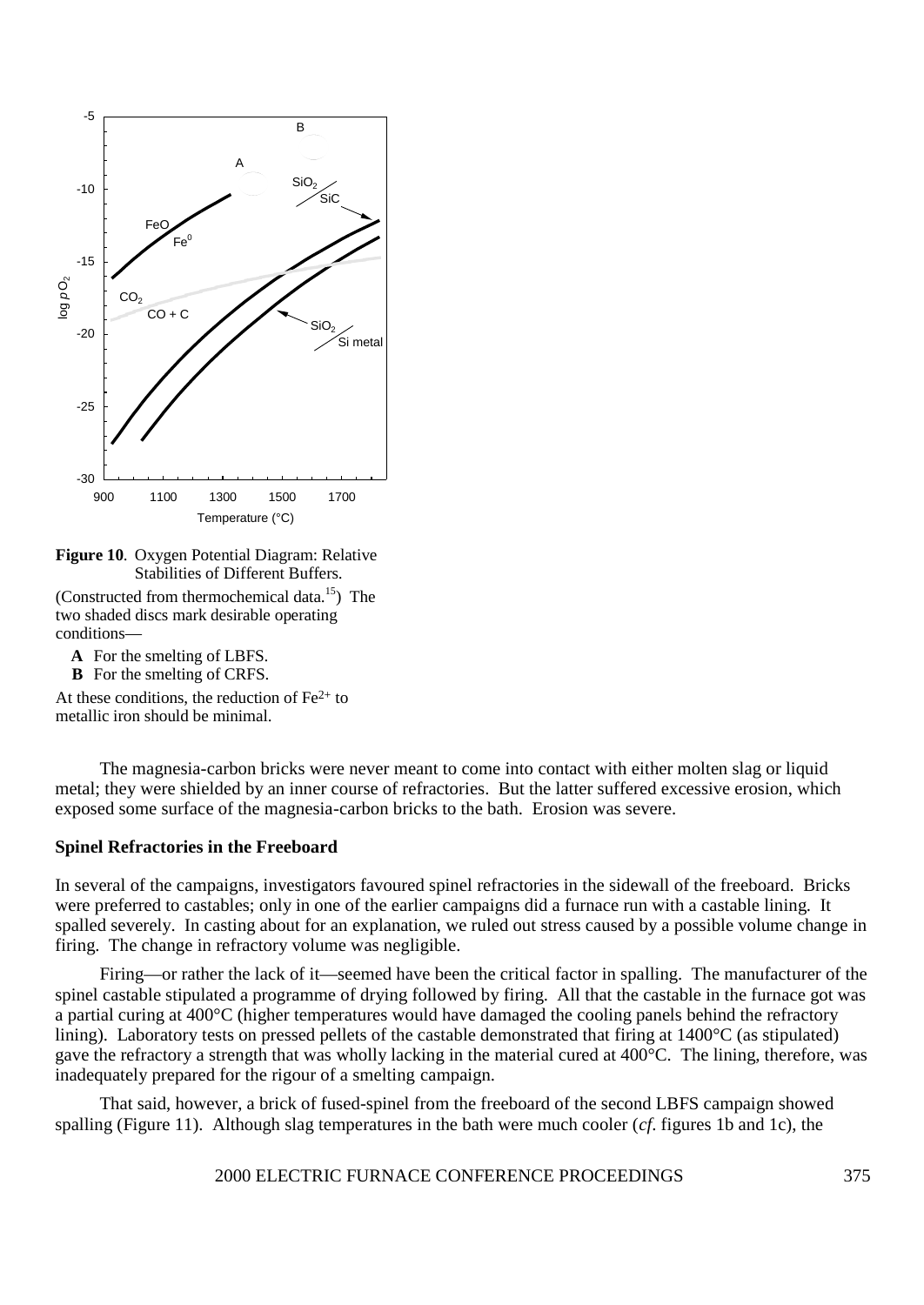**Figure 10**. Oxygen Potential Diagram: Relative Stabilities of Different Buffers.

(Constructed from thermochemical data.[15]) The two shaded discs mark desirable operating conditions—

**A** For the smelting of LBFS.
**B** For the smelting of CRFS.

At these conditions, the reduction of $Fe^{2+}$ to metallic iron should be minimal.

The magnesia-carbon bricks were never meant to come into contact with either molten slag or liquid metal; they were shielded by an inner course of refractories. But the latter suffered excessive erosion, which exposed some surface of the magnesia-carbon bricks to the bath. Erosion was severe.

### Spinel Refractories in the Freeboard

In several of the campaigns, investigators favoured spinel refractories in the sidewall of the freeboard. Bricks were preferred to castables; only in one of the earlier campaigns did a furnace run with a castable lining. It spalled severely. In casting about for an explanation, we ruled out stress caused by a possible volume change in firing. The change in refractory volume was negligible.

Firing—or rather the lack of it—seemed have been the critical factor in spalling. The manufacturer of the spinel castable stipulated a programme of drying followed by firing. All that the castable in the furnace got was a partial curing at 400°C (higher temperatures would have damaged the cooling panels behind the refractory lining). Laboratory tests on pressed pellets of the castable demonstrated that firing at 1400°C (as stipulated) gave the refractory a strength that was wholly lacking in the material cured at 400°C. The lining, therefore, was inadequately prepared for the rigour of a smelting campaign.

That said, however, a brick of fused-spinel from the freeboard of the second LBFS campaign showed spalling (Figure 11). Although slag temperatures in the bath were much cooler (*cf*. figures 1b and 1c), the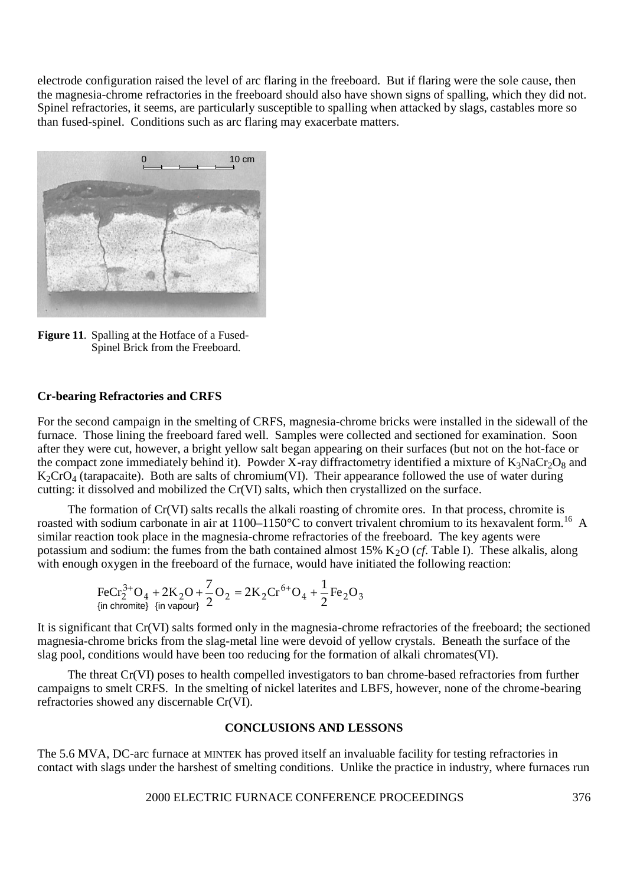electrode configuration raised the level of arc flaring in the freeboard. But if flaring were the sole cause, then the magnesia-chrome refractories in the freeboard should also have shown signs of spalling, which they did not. Spinel refractories, it seems, are particularly susceptible to spalling when attacked by slags, castables more so than fused-spinel. Conditions such as arc flaring may exacerbate matters.

**Figure 11**. Spalling at the Hotface of a Fused-Spinel Brick from the Freeboard.

### Cr-bearing Refractories and CRFS

For the second campaign in the smelting of CRFS, magnesia-chrome bricks were installed in the sidewall of the furnace. Those lining the freeboard fared well. Samples were collected and sectioned for examination. Soon after they were cut, however, a bright yellow salt began appearing on their surfaces (but not on the hot-face or the compact zone immediately behind it). Powder X-ray diffractometry identified a mixture of $K_3NaCr_2O_8$ and $K_2CrO_4$ (tarapacaite). Both are salts of chromium(VI). Their appearance followed the use of water during cutting: it dissolved and mobilized the Cr(VI) salts, which then crystallized on the surface.

The formation of Cr(VI) salts recalls the alkali roasting of chromite ores. In that process, chromite is roasted with sodium carbonate in air at 1100–1150°C to convert trivalent chromium to its hexavalent form.[16] A similar reaction took place in the magnesia-chrome refractories of the freeboard. The key agents were potassium and sodium: the fumes from the bath contained almost 15% $K_2O$ (*cf*. Table I). These alkalis, along with enough oxygen in the freeboard of the furnace, would have initiated the following reaction:

$$\underset{\{\text{in chromite}\}}{FeCr_2^{3+}O_4} + \underset{\{\text{in vapour}\}}{2K_2O} + \frac{7}{2}O_2 = 2K_2Cr^{6+}O_4 + \frac{1}{2}Fe_2O_3$$

It is significant that Cr(VI) salts formed only in the magnesia-chrome refractories of the freeboard; the sectioned magnesia-chrome bricks from the slag-metal line were devoid of yellow crystals. Beneath the surface of the slag pool, conditions would have been too reducing for the formation of alkali chromates(VI).

The threat Cr(VI) poses to health compelled investigators to ban chrome-based refractories from further campaigns to smelt CRFS. In the smelting of nickel laterites and LBFS, however, none of the chrome-bearing refractories showed any discernable Cr(VI).

## CONCLUSIONS AND LESSONS

The 5.6 MVA, DC-arc furnace at MINTEK has proved itself an invaluable facility for testing refractories in contact with slags under the harshest of smelting conditions. Unlike the practice in industry, where furnaces run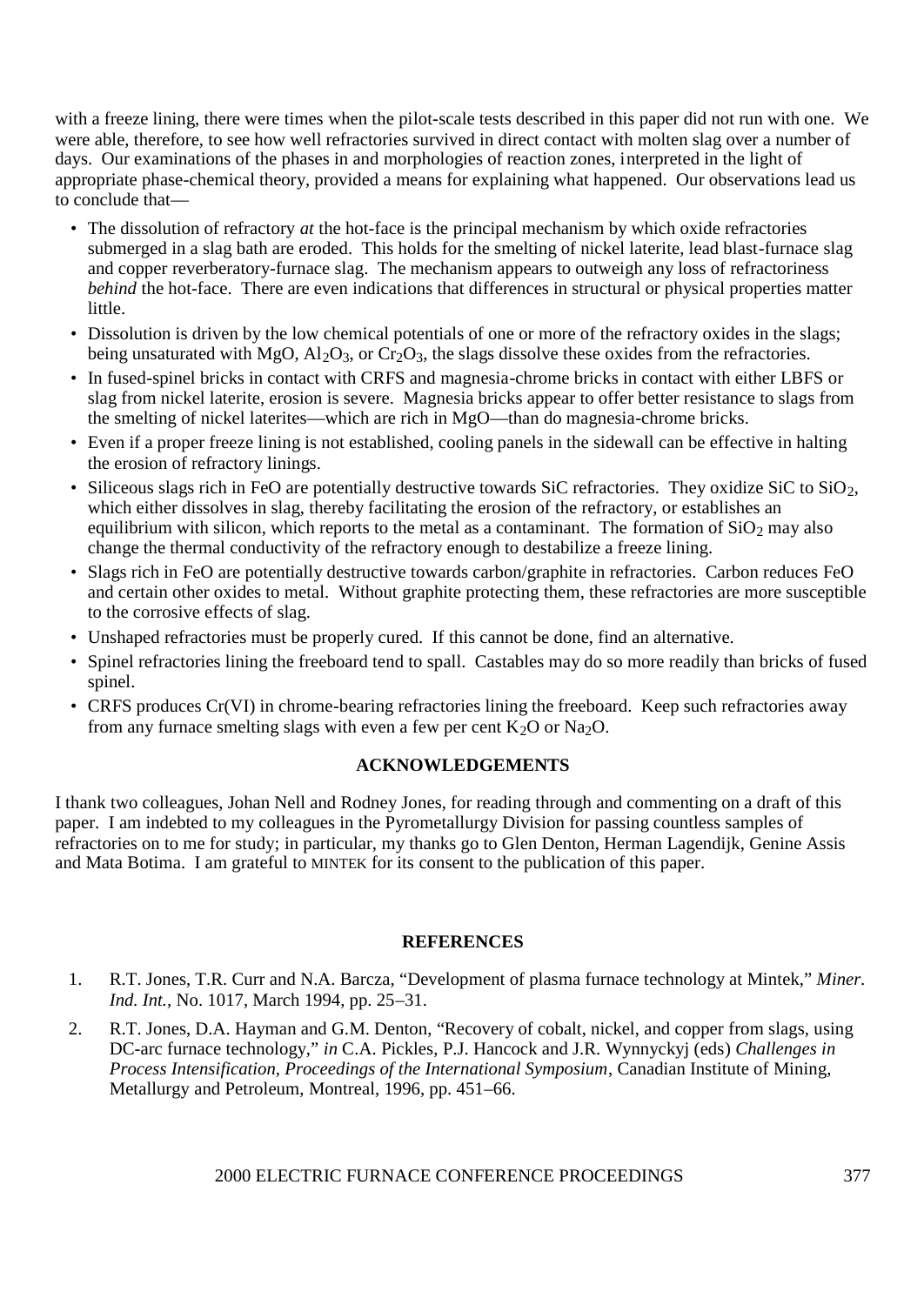with a freeze lining, there were times when the pilot-scale tests described in this paper did not run with one. We were able, therefore, to see how well refractories survived in direct contact with molten slag over a number of days. Our examinations of the phases in and morphologies of reaction zones, interpreted in the light of appropriate phase-chemical theory, provided a means for explaining what happened. Our observations lead us to conclude that—

- The dissolution of refractory *at* the hot-face is the principal mechanism by which oxide refractories submerged in a slag bath are eroded. This holds for the smelting of nickel laterite, lead blast-furnace slag and copper reverberatory-furnace slag. The mechanism appears to outweigh any loss of refractoriness *behind* the hot-face. There are even indications that differences in structural or physical properties matter little.
- Dissolution is driven by the low chemical potentials of one or more of the refractory oxides in the slags; being unsaturated with MgO, $Al_2O_3$, or $Cr_2O_3$, the slags dissolve these oxides from the refractories.
- In fused-spinel bricks in contact with CRFS and magnesia-chrome bricks in contact with either LBFS or slag from nickel laterite, erosion is severe. Magnesia bricks appear to offer better resistance to slags from the smelting of nickel laterites—which are rich in MgO—than do magnesia-chrome bricks.
- Even if a proper freeze lining is not established, cooling panels in the sidewall can be effective in halting the erosion of refractory linings.
- Siliceous slags rich in FeO are potentially destructive towards SiC refractories. They oxidize SiC to $SiO_2$, which either dissolves in slag, thereby facilitating the erosion of the refractory, or establishes an equilibrium with silicon, which reports to the metal as a contaminant. The formation of $SiO_2$ may also change the thermal conductivity of the refractory enough to destabilize a freeze lining.
- Slags rich in FeO are potentially destructive towards carbon/graphite in refractories. Carbon reduces FeO and certain other oxides to metal. Without graphite protecting them, these refractories are more susceptible to the corrosive effects of slag.
- Unshaped refractories must be properly cured. If this cannot be done, find an alternative.
- Spinel refractories lining the freeboard tend to spall. Castables may do so more readily than bricks of fused spinel.
- CRFS produces Cr(VI) in chrome-bearing refractories lining the freeboard. Keep such refractories away from any furnace smelting slags with even a few per cent $K_2O$ or $Na_2O$.

## ACKNOWLEDGEMENTS

I thank two colleagues, Johan Nell and Rodney Jones, for reading through and commenting on a draft of this paper. I am indebted to my colleagues in the Pyrometallurgy Division for passing countless samples of refractories on to me for study; in particular, my thanks go to Glen Denton, Herman Lagendijk, Genine Assis and Mata Botima. I am grateful to MINTEK for its consent to the publication of this paper.

## REFERENCES

1. R.T. Jones, T.R. Curr and N.A. Barcza, "Development of plasma furnace technology at Mintek," *Miner. Ind. Int.*, No. 1017, March 1994, pp. 25–31.
2. R.T. Jones, D.A. Hayman and G.M. Denton, "Recovery of cobalt, nickel, and copper from slags, using DC-arc furnace technology," *in* C.A. Pickles, P.J. Hancock and J.R. Wynnyckyj (eds) *Challenges in Process Intensification, Proceedings of the International Symposium*, Canadian Institute of Mining, Metallurgy and Petroleum, Montreal, 1996, pp. 451–66.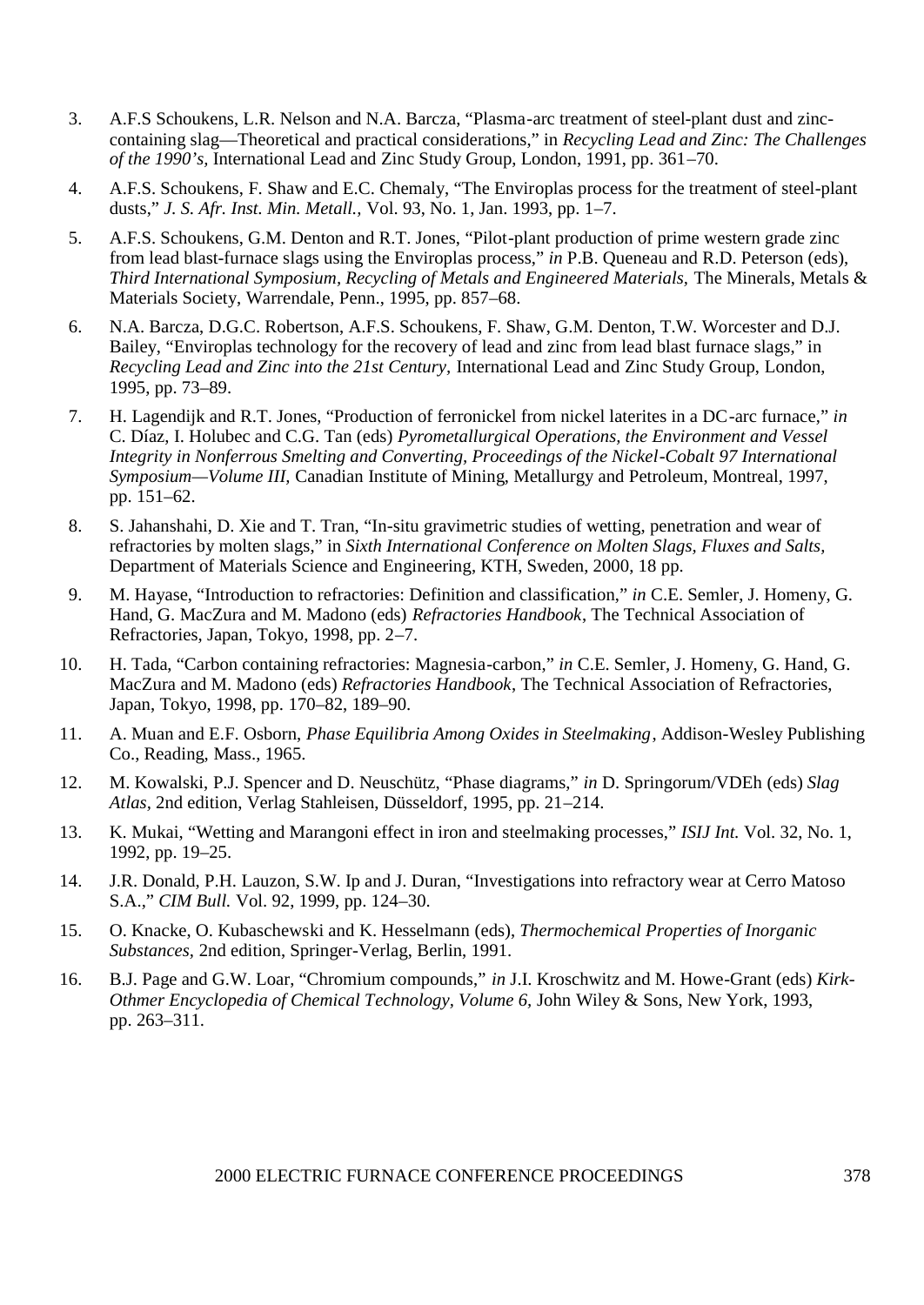3. A.F.S Schoukens, L.R. Nelson and N.A. Barcza, "Plasma-arc treatment of steel-plant dust and zinc-containing slag—Theoretical and practical considerations," in *Recycling Lead and Zinc: The Challenges of the 1990's*, International Lead and Zinc Study Group, London, 1991, pp. 361–70.

4. A.F.S. Schoukens, F. Shaw and E.C. Chemaly, "The Enviroplas process for the treatment of steel-plant dusts," *J. S. Afr. Inst. Min. Metall.,* Vol. 93, No. 1, Jan. 1993, pp. 1–7.

5. A.F.S. Schoukens, G.M. Denton and R.T. Jones, "Pilot-plant production of prime western grade zinc from lead blast-furnace slags using the Enviroplas process," *in* P.B. Queneau and R.D. Peterson (eds), *Third International Symposium, Recycling of Metals and Engineered Materials,* The Minerals, Metals & Materials Society, Warrendale, Penn., 1995, pp. 857–68.

6. N.A. Barcza, D.G.C. Robertson, A.F.S. Schoukens, F. Shaw, G.M. Denton, T.W. Worcester and D.J. Bailey, "Enviroplas technology for the recovery of lead and zinc from lead blast furnace slags," in *Recycling Lead and Zinc into the 21st Century,* International Lead and Zinc Study Group, London, 1995, pp. 73–89.

7. H. Lagendijk and R.T. Jones, "Production of ferronickel from nickel laterites in a DC-arc furnace," *in* C. Díaz, I. Holubec and C.G. Tan (eds) *Pyrometallurgical Operations, the Environment and Vessel Integrity in Nonferrous Smelting and Converting, Proceedings of the Nickel-Cobalt 97 International Symposium—Volume III,* Canadian Institute of Mining, Metallurgy and Petroleum, Montreal, 1997, pp. 151–62.

8. S. Jahanshahi, D. Xie and T. Tran, "In-situ gravimetric studies of wetting, penetration and wear of refractories by molten slags," in *Sixth International Conference on Molten Slags, Fluxes and Salts,* Department of Materials Science and Engineering, KTH, Sweden, 2000, 18 pp.

9. M. Hayase, "Introduction to refractories: Definition and classification," *in* C.E. Semler, J. Homeny, G. Hand, G. MacZura and M. Madono (eds) *Refractories Handbook*, The Technical Association of Refractories, Japan, Tokyo, 1998, pp. 2–7.

10. H. Tada, "Carbon containing refractories: Magnesia-carbon," *in* C.E. Semler, J. Homeny, G. Hand, G. MacZura and M. Madono (eds) *Refractories Handbook*, The Technical Association of Refractories, Japan, Tokyo, 1998, pp. 170–82, 189–90.

11. A. Muan and E.F. Osborn, *Phase Equilibria Among Oxides in Steelmaking*, Addison-Wesley Publishing Co., Reading, Mass., 1965.

12. M. Kowalski, P.J. Spencer and D. Neuschütz, "Phase diagrams," *in* D. Springorum/VDEh (eds) *Slag Atlas,* 2nd edition, Verlag Stahleisen, Düsseldorf, 1995, pp. 21–214.

13. K. Mukai, "Wetting and Marangoni effect in iron and steelmaking processes," *ISIJ Int.* Vol. 32, No. 1, 1992, pp. 19–25.

14. J.R. Donald, P.H. Lauzon, S.W. Ip and J. Duran, "Investigations into refractory wear at Cerro Matoso S.A.," *CIM Bull.* Vol. 92, 1999, pp. 124–30.

15. O. Knacke, O. Kubaschewski and K. Hesselmann (eds), *Thermochemical Properties of Inorganic Substances*, 2nd edition, Springer-Verlag, Berlin, 1991.

16. B.J. Page and G.W. Loar, "Chromium compounds," *in* J.I. Kroschwitz and M. Howe-Grant (eds) *Kirk-Othmer Encyclopedia of Chemical Technology, Volume 6,* John Wiley & Sons, New York, 1993, pp. 263–311.